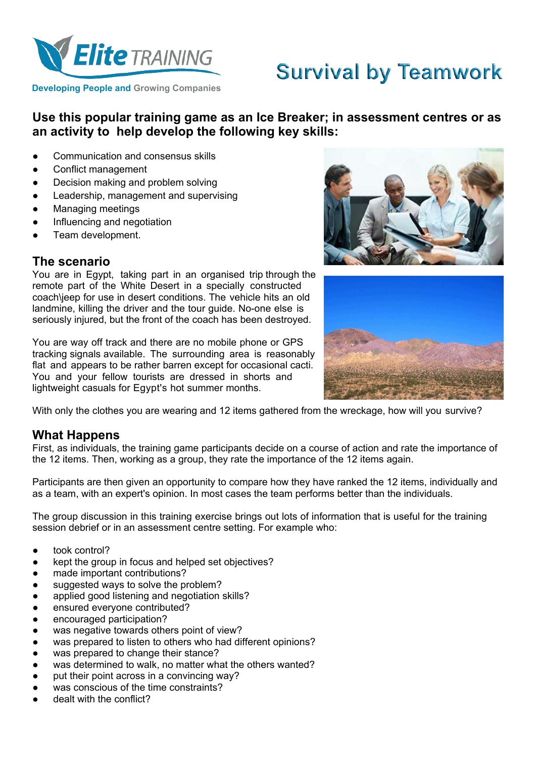Elite TRAINING

Developing People and Growing Companies

# Survival by Teamwork

## Use this popular training game as an Ice Breaker; in assessment centres or as an activity to help develop the following key skills:

- Communication and consensus skills
- Conflict management
- Decision making and problem solving
- Leadership, management and supervising
- Managing meetings
- Influencing and negotiation
- Team development.

## The scenario

You are in Egypt, taking part in an organised trip through the remote part of the White Desert in a specially constructed coach\jeep for use in desert conditions. The vehicle hits an old landmine, killing the driver and the tour guide. No-one else is seriously injured, but the front of the coach has been destroyed.

You are way off track and there are no mobile phone or GPS tracking signals available. The surrounding area is reasonably flat and appears to be rather barren except for occasional cacti. You and your fellow tourists are dressed in shorts and lightweight casuals for Egypt's hot summer months.

With only the clothes you are wearing and 12 items gathered from the wreckage, how will you survive?

## What Happens

First, as individuals, the training game participants decide on a course of action and rate the importance of the 12 items. Then, working as a group, they rate the importance of the 12 items again.

Participants are then given an opportunity to compare how they have ranked the 12 items, individually and as a team, with an expert's opinion. In most cases the team performs better than the individuals.

The group discussion in this training exercise brings out lots of information that is useful for the training session debrief or in an assessment centre setting. For example who:

- took control?
- kept the group in focus and helped set objectives?
- made important contributions?
- suggested ways to solve the problem?
- applied good listening and negotiation skills?
- ensured everyone contributed?
- encouraged participation?
- was negative towards others point of view?
- was prepared to listen to others who had different opinions?
- was prepared to change their stance?
- was determined to walk, no matter what the others wanted?
- put their point across in a convincing way?
- was conscious of the time constraints?
- dealt with the conflict?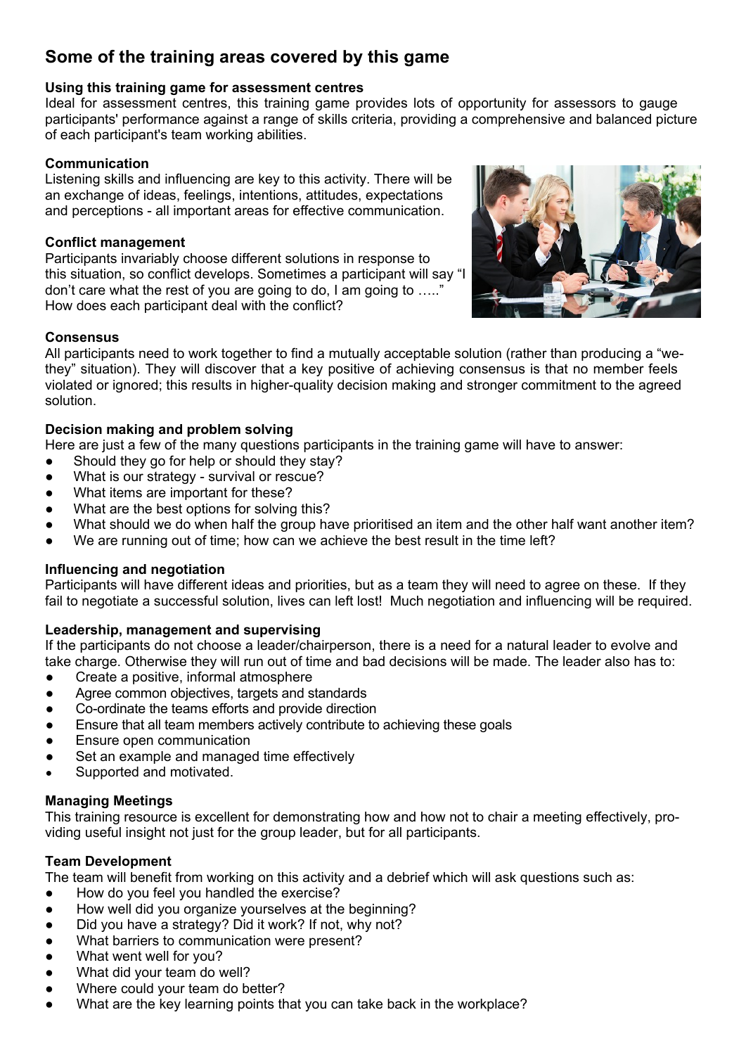# Some of the training areas covered by this game

**Using this training game for assessment centres**

Ideal for assessment centres, this training game provides lots of opportunity for assessors to gauge participants' performance against a range of skills criteria, providing a comprehensive and balanced picture of each participant's team working abilities.

**Communication**

Listening skills and influencing are key to this activity. There will be an exchange of ideas, feelings, intentions, attitudes, expectations and perceptions - all important areas for effective communication.

**Conflict management**

Participants invariably choose different solutions in response to this situation, so conflict develops. Sometimes a participant will say "I don't care what the rest of you are going to do, I am going to ….." How does each participant deal with the conflict?

**Consensus**

All participants need to work together to find a mutually acceptable solution (rather than producing a "we-they" situation). They will discover that a key positive of achieving consensus is that no member feels violated or ignored; this results in higher-quality decision making and stronger commitment to the agreed solution.

**Decision making and problem solving**

Here are just a few of the many questions participants in the training game will have to answer:

- Should they go for help or should they stay?
- What is our strategy - survival or rescue?
- What items are important for these?
- What are the best options for solving this?
- What should we do when half the group have prioritised an item and the other half want another item?
- We are running out of time; how can we achieve the best result in the time left?

**Influencing and negotiation**

Participants will have different ideas and priorities, but as a team they will need to agree on these. If they fail to negotiate a successful solution, lives can left lost! Much negotiation and influencing will be required.

**Leadership, management and supervising**

If the participants do not choose a leader/chairperson, there is a need for a natural leader to evolve and take charge. Otherwise they will run out of time and bad decisions will be made. The leader also has to:

- Create a positive, informal atmosphere
- Agree common objectives, targets and standards
- Co-ordinate the teams efforts and provide direction
- Ensure that all team members actively contribute to achieving these goals
- Ensure open communication
- Set an example and managed time effectively
- Supported and motivated.

**Managing Meetings**

This training resource is excellent for demonstrating how and how not to chair a meeting effectively, providing useful insight not just for the group leader, but for all participants.

**Team Development**

The team will benefit from working on this activity and a debrief which will ask questions such as:

- How do you feel you handled the exercise?
- How well did you organize yourselves at the beginning?
- Did you have a strategy? Did it work? If not, why not?
- What barriers to communication were present?
- What went well for you?
- What did your team do well?
- Where could your team do better?
- What are the key learning points that you can take back in the workplace?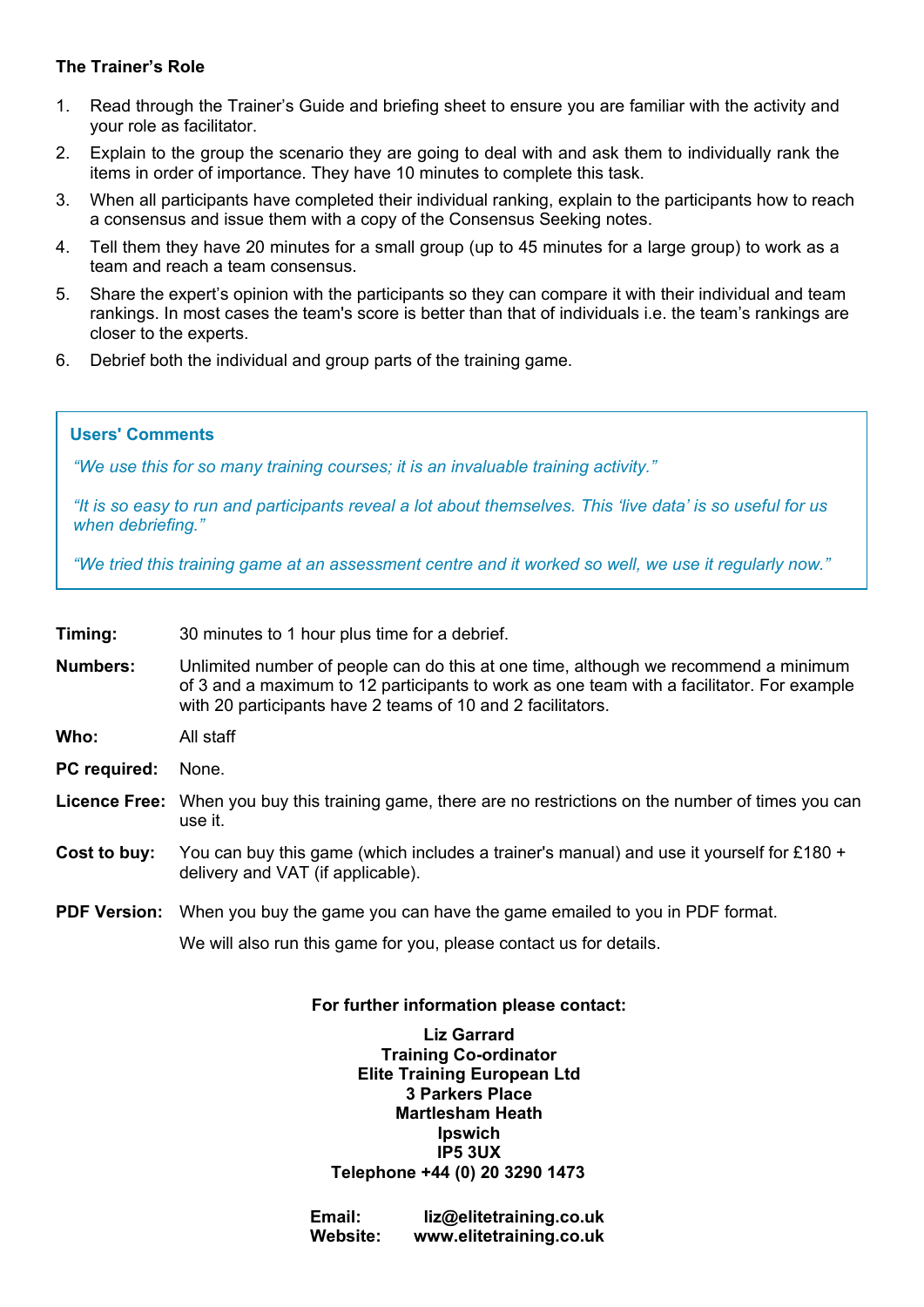**The Trainer's Role**

1. Read through the Trainer's Guide and briefing sheet to ensure you are familiar with the activity and your role as facilitator.
2. Explain to the group the scenario they are going to deal with and ask them to individually rank the items in order of importance. They have 10 minutes to complete this task.
3. When all participants have completed their individual ranking, explain to the participants how to reach a consensus and issue them with a copy of the Consensus Seeking notes.
4. Tell them they have 20 minutes for a small group (up to 45 minutes for a large group) to work as a team and reach a team consensus.
5. Share the expert's opinion with the participants so they can compare it with their individual and team rankings. In most cases the team's score is better than that of individuals i.e. the team's rankings are closer to the experts.
6. Debrief both the individual and group parts of the training game.

**Users' Comments**

*"We use this for so many training courses; it is an invaluable training activity."*

*"It is so easy to run and participants reveal a lot about themselves. This 'live data' is so useful for us when debriefing."*

*"We tried this training game at an assessment centre and it worked so well, we use it regularly now."*

**Timing:** 30 minutes to 1 hour plus time for a debrief.

**Numbers:** Unlimited number of people can do this at one time, although we recommend a minimum of 3 and a maximum to 12 participants to work as one team with a facilitator. For example with 20 participants have 2 teams of 10 and 2 facilitators.

**Who:** All staff

**PC required:** None.

**Licence Free:** When you buy this training game, there are no restrictions on the number of times you can use it.

**Cost to buy:** You can buy this game (which includes a trainer's manual) and use it yourself for £180 + delivery and VAT (if applicable).

**PDF Version:** When you buy the game you can have the game emailed to you in PDF format.

We will also run this game for you, please contact us for details.

**For further information please contact:**

**Liz Garrard**
**Training Co-ordinator**
**Elite Training European Ltd**
**3 Parkers Place**
**Martlesham Heath**
**Ipswich**
**IP5 3UX**
**Telephone +44 (0) 20 3290 1473**

**Email:** **liz@elitetraining.co.uk**
**Website:** **www.elitetraining.co.uk**